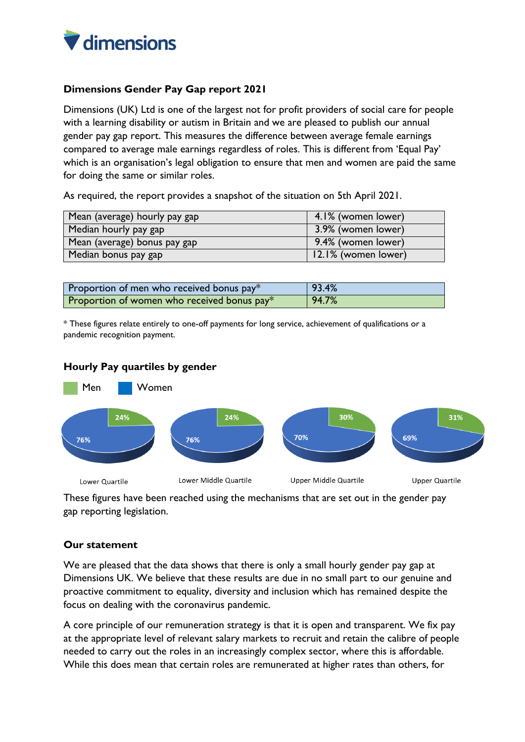dimensions

### Dimensions Gender Pay Gap report 2021

Dimensions (UK) Ltd is one of the largest not for profit providers of social care for people with a learning disability or autism in Britain and we are pleased to publish our annual gender pay gap report. This measures the difference between average female earnings compared to average male earnings regardless of roles. This is different from 'Equal Pay' which is an organisation's legal obligation to ensure that men and women are paid the same for doing the same or similar roles.

As required, the report provides a snapshot of the situation on 5th April 2021.

| | |
|---|---|
| Mean (average) hourly pay gap | 4.1% (women lower) |
| Median hourly pay gap | 3.9% (women lower) |
| Mean (average) bonus pay gap | 9.4% (women lower) |
| Median bonus pay gap | 12.1% (women lower) |

| | |
|---|---|
| Proportion of men who received bonus pay* | 93.4% |
| Proportion of women who received bonus pay* | 94.7% |

* These figures relate entirely to one-off payments for long service, achievement of qualifications or a pandemic recognition payment.

### Hourly Pay quartiles by gender

Men   Women

| Quartile | Men | Women |
|---|---|---|
| Lower Quartile | 24% | 76% |
| Lower Middle Quartile | 24% | 76% |
| Upper Middle Quartile | 30% | 70% |
| Upper Quartile | 31% | 69% |

These figures have been reached using the mechanisms that are set out in the gender pay gap reporting legislation.

### Our statement

We are pleased that the data shows that there is only a small hourly gender pay gap at Dimensions UK. We believe that these results are due in no small part to our genuine and proactive commitment to equality, diversity and inclusion which has remained despite the focus on dealing with the coronavirus pandemic.

A core principle of our remuneration strategy is that it is open and transparent. We fix pay at the appropriate level of relevant salary markets to recruit and retain the calibre of people needed to carry out the roles in an increasingly complex sector, where this is affordable. While this does mean that certain roles are remunerated at higher rates than others, for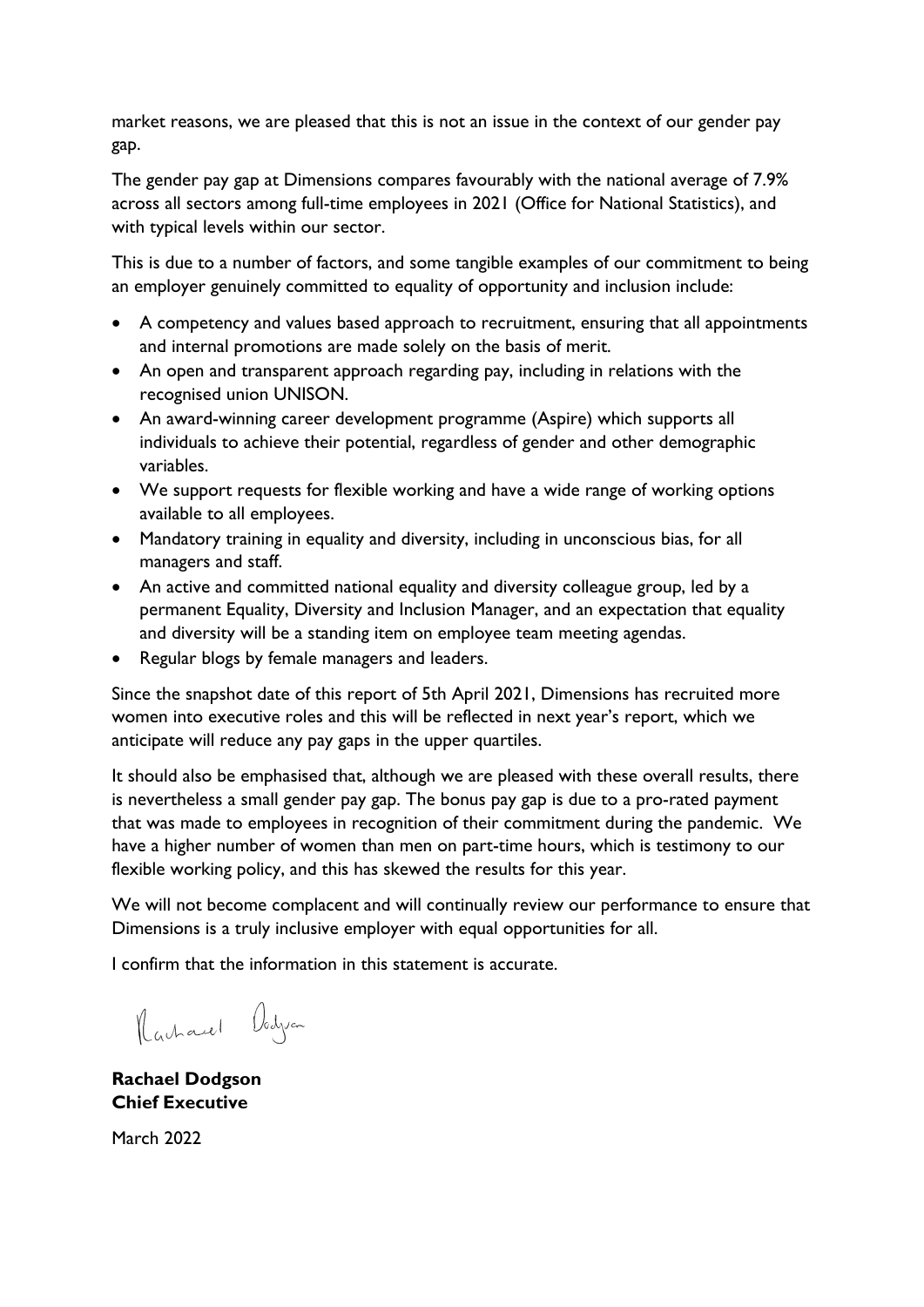market reasons, we are pleased that this is not an issue in the context of our gender pay gap.

The gender pay gap at Dimensions compares favourably with the national average of 7.9% across all sectors among full-time employees in 2021 (Office for National Statistics), and with typical levels within our sector.

This is due to a number of factors, and some tangible examples of our commitment to being an employer genuinely committed to equality of opportunity and inclusion include:

- A competency and values based approach to recruitment, ensuring that all appointments and internal promotions are made solely on the basis of merit.
- An open and transparent approach regarding pay, including in relations with the recognised union UNISON.
- An award-winning career development programme (Aspire) which supports all individuals to achieve their potential, regardless of gender and other demographic variables.
- We support requests for flexible working and have a wide range of working options available to all employees.
- Mandatory training in equality and diversity, including in unconscious bias, for all managers and staff.
- An active and committed national equality and diversity colleague group, led by a permanent Equality, Diversity and Inclusion Manager, and an expectation that equality and diversity will be a standing item on employee team meeting agendas.
- Regular blogs by female managers and leaders.

Since the snapshot date of this report of 5th April 2021, Dimensions has recruited more women into executive roles and this will be reflected in next year's report, which we anticipate will reduce any pay gaps in the upper quartiles.

It should also be emphasised that, although we are pleased with these overall results, there is nevertheless a small gender pay gap. The bonus pay gap is due to a pro-rated payment that was made to employees in recognition of their commitment during the pandemic. We have a higher number of women than men on part-time hours, which is testimony to our flexible working policy, and this has skewed the results for this year.

We will not become complacent and will continually review our performance to ensure that Dimensions is a truly inclusive employer with equal opportunities for all.

I confirm that the information in this statement is accurate.

Rachael Dodgson

**Rachael Dodgson**
**Chief Executive**

March 2022